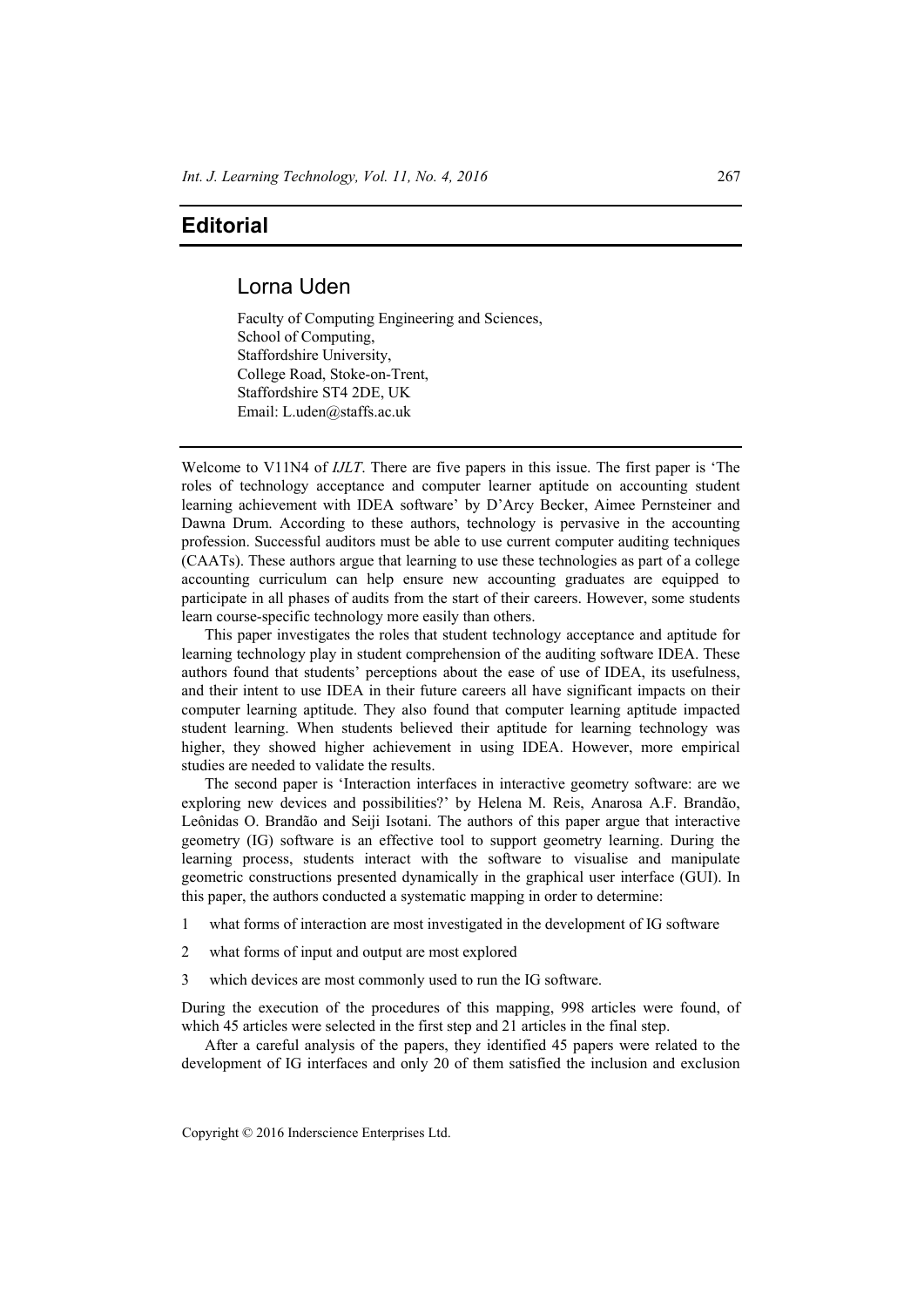# Editorial

## Lorna Uden

Faculty of Computing Engineering and Sciences,
School of Computing,
Staffordshire University,
College Road, Stoke-on-Trent,
Staffordshire ST4 2DE, UK
Email: L.uden@staffs.ac.uk

---

Welcome to V11N4 of *IJLT*. There are five papers in this issue. The first paper is 'The roles of technology acceptance and computer learner aptitude on accounting student learning achievement with IDEA software' by D'Arcy Becker, Aimee Pernsteiner and Dawna Drum. According to these authors, technology is pervasive in the accounting profession. Successful auditors must be able to use current computer auditing techniques (CAATs). These authors argue that learning to use these technologies as part of a college accounting curriculum can help ensure new accounting graduates are equipped to participate in all phases of audits from the start of their careers. However, some students learn course-specific technology more easily than others.

This paper investigates the roles that student technology acceptance and aptitude for learning technology play in student comprehension of the auditing software IDEA. These authors found that students' perceptions about the ease of use of IDEA, its usefulness, and their intent to use IDEA in their future careers all have significant impacts on their computer learning aptitude. They also found that computer learning aptitude impacted student learning. When students believed their aptitude for learning technology was higher, they showed higher achievement in using IDEA. However, more empirical studies are needed to validate the results.

The second paper is 'Interaction interfaces in interactive geometry software: are we exploring new devices and possibilities?' by Helena M. Reis, Anarosa A.F. Brandão, Leônidas O. Brandão and Seiji Isotani. The authors of this paper argue that interactive geometry (IG) software is an effective tool to support geometry learning. During the learning process, students interact with the software to visualise and manipulate geometric constructions presented dynamically in the graphical user interface (GUI). In this paper, the authors conducted a systematic mapping in order to determine:

1. what forms of interaction are most investigated in the development of IG software
2. what forms of input and output are most explored
3. which devices are most commonly used to run the IG software.

During the execution of the procedures of this mapping, 998 articles were found, of which 45 articles were selected in the first step and 21 articles in the final step.

After a careful analysis of the papers, they identified 45 papers were related to the development of IG interfaces and only 20 of them satisfied the inclusion and exclusion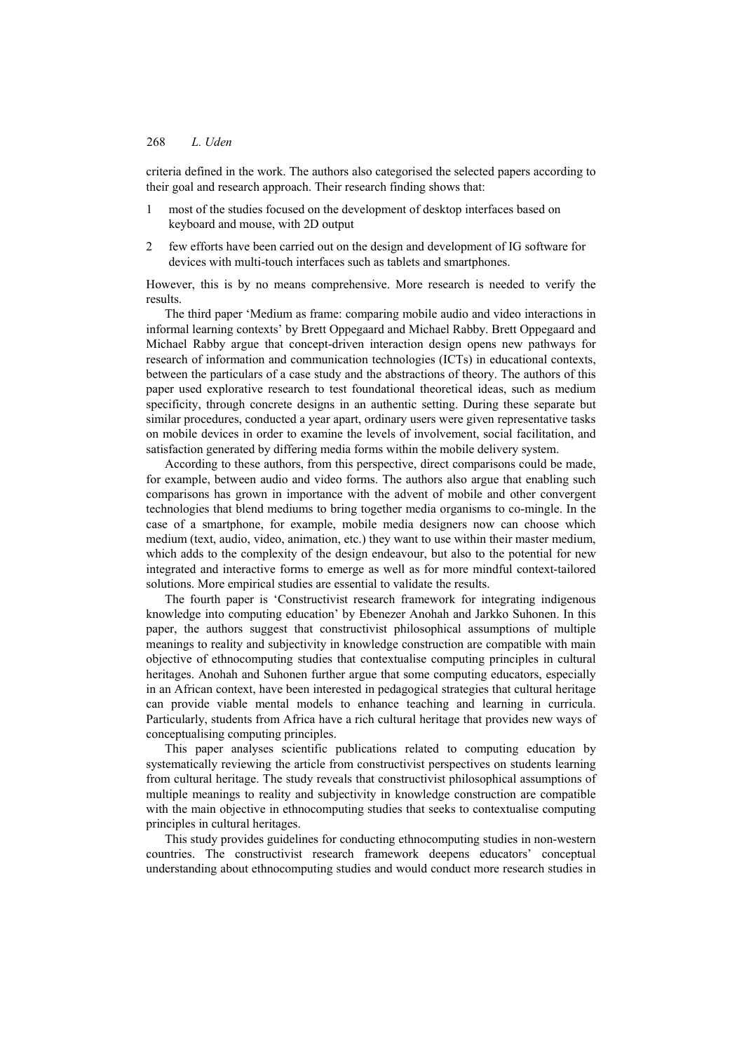criteria defined in the work. The authors also categorised the selected papers according to their goal and research approach. Their research finding shows that:

1. most of the studies focused on the development of desktop interfaces based on keyboard and mouse, with 2D output
2. few efforts have been carried out on the design and development of IG software for devices with multi-touch interfaces such as tablets and smartphones.

However, this is by no means comprehensive. More research is needed to verify the results.

The third paper 'Medium as frame: comparing mobile audio and video interactions in informal learning contexts' by Brett Oppegaard and Michael Rabby. Brett Oppegaard and Michael Rabby argue that concept-driven interaction design opens new pathways for research of information and communication technologies (ICTs) in educational contexts, between the particulars of a case study and the abstractions of theory. The authors of this paper used explorative research to test foundational theoretical ideas, such as medium specificity, through concrete designs in an authentic setting. During these separate but similar procedures, conducted a year apart, ordinary users were given representative tasks on mobile devices in order to examine the levels of involvement, social facilitation, and satisfaction generated by differing media forms within the mobile delivery system.

According to these authors, from this perspective, direct comparisons could be made, for example, between audio and video forms. The authors also argue that enabling such comparisons has grown in importance with the advent of mobile and other convergent technologies that blend mediums to bring together media organisms to co-mingle. In the case of a smartphone, for example, mobile media designers now can choose which medium (text, audio, video, animation, etc.) they want to use within their master medium, which adds to the complexity of the design endeavour, but also to the potential for new integrated and interactive forms to emerge as well as for more mindful context-tailored solutions. More empirical studies are essential to validate the results.

The fourth paper is 'Constructivist research framework for integrating indigenous knowledge into computing education' by Ebenezer Anohah and Jarkko Suhonen. In this paper, the authors suggest that constructivist philosophical assumptions of multiple meanings to reality and subjectivity in knowledge construction are compatible with main objective of ethnocomputing studies that contextualise computing principles in cultural heritages. Anohah and Suhonen further argue that some computing educators, especially in an African context, have been interested in pedagogical strategies that cultural heritage can provide viable mental models to enhance teaching and learning in curricula. Particularly, students from Africa have a rich cultural heritage that provides new ways of conceptualising computing principles.

This paper analyses scientific publications related to computing education by systematically reviewing the article from constructivist perspectives on students learning from cultural heritage. The study reveals that constructivist philosophical assumptions of multiple meanings to reality and subjectivity in knowledge construction are compatible with the main objective in ethnocomputing studies that seeks to contextualise computing principles in cultural heritages.

This study provides guidelines for conducting ethnocomputing studies in non-western countries. The constructivist research framework deepens educators' conceptual understanding about ethnocomputing studies and would conduct more research studies in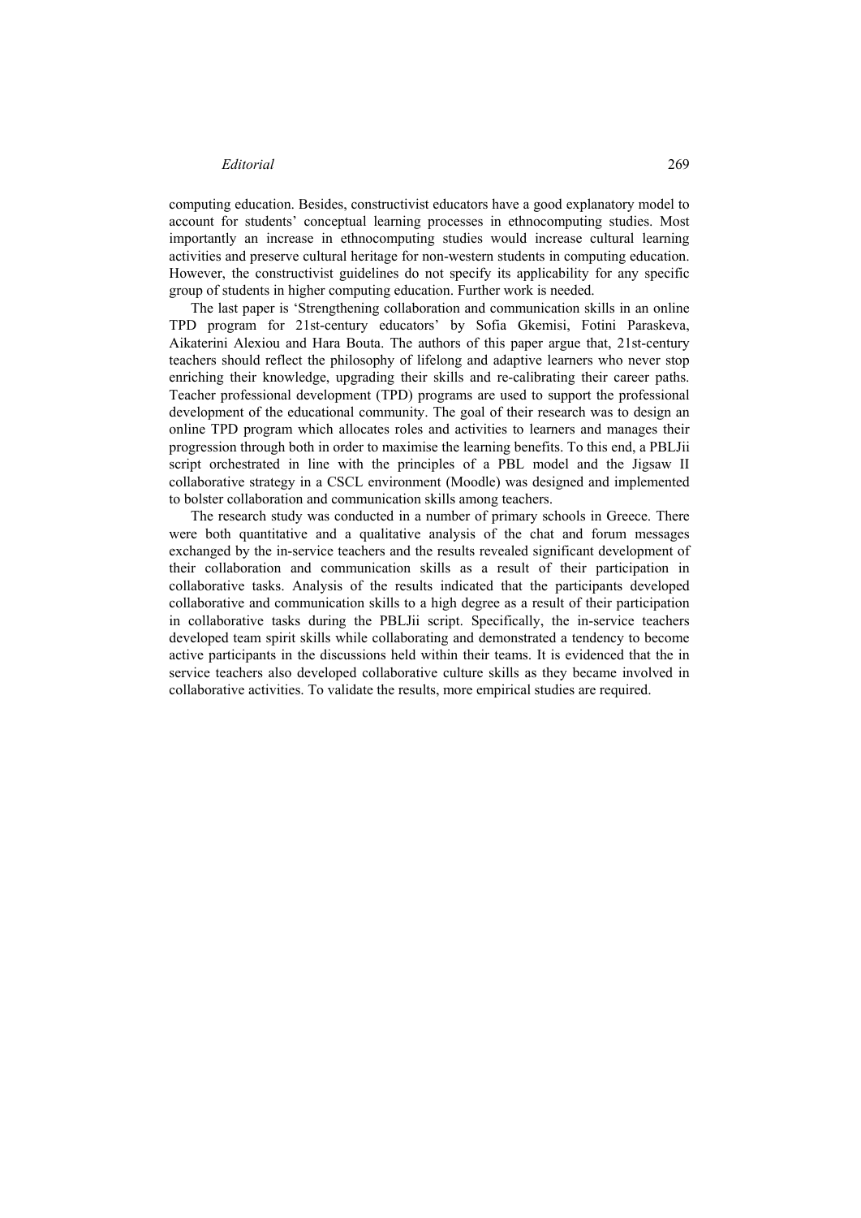computing education. Besides, constructivist educators have a good explanatory model to account for students' conceptual learning processes in ethnocomputing studies. Most importantly an increase in ethnocomputing studies would increase cultural learning activities and preserve cultural heritage for non-western students in computing education. However, the constructivist guidelines do not specify its applicability for any specific group of students in higher computing education. Further work is needed.

The last paper is 'Strengthening collaboration and communication skills in an online TPD program for 21st-century educators' by Sofia Gkemisi, Fotini Paraskeva, Aikaterini Alexiou and Hara Bouta. The authors of this paper argue that, 21st-century teachers should reflect the philosophy of lifelong and adaptive learners who never stop enriching their knowledge, upgrading their skills and re-calibrating their career paths. Teacher professional development (TPD) programs are used to support the professional development of the educational community. The goal of their research was to design an online TPD program which allocates roles and activities to learners and manages their progression through both in order to maximise the learning benefits. To this end, a PBLJii script orchestrated in line with the principles of a PBL model and the Jigsaw II collaborative strategy in a CSCL environment (Moodle) was designed and implemented to bolster collaboration and communication skills among teachers.

The research study was conducted in a number of primary schools in Greece. There were both quantitative and a qualitative analysis of the chat and forum messages exchanged by the in-service teachers and the results revealed significant development of their collaboration and communication skills as a result of their participation in collaborative tasks. Analysis of the results indicated that the participants developed collaborative and communication skills to a high degree as a result of their participation in collaborative tasks during the PBLJii script. Specifically, the in-service teachers developed team spirit skills while collaborating and demonstrated a tendency to become active participants in the discussions held within their teams. It is evidenced that the in service teachers also developed collaborative culture skills as they became involved in collaborative activities. To validate the results, more empirical studies are required.